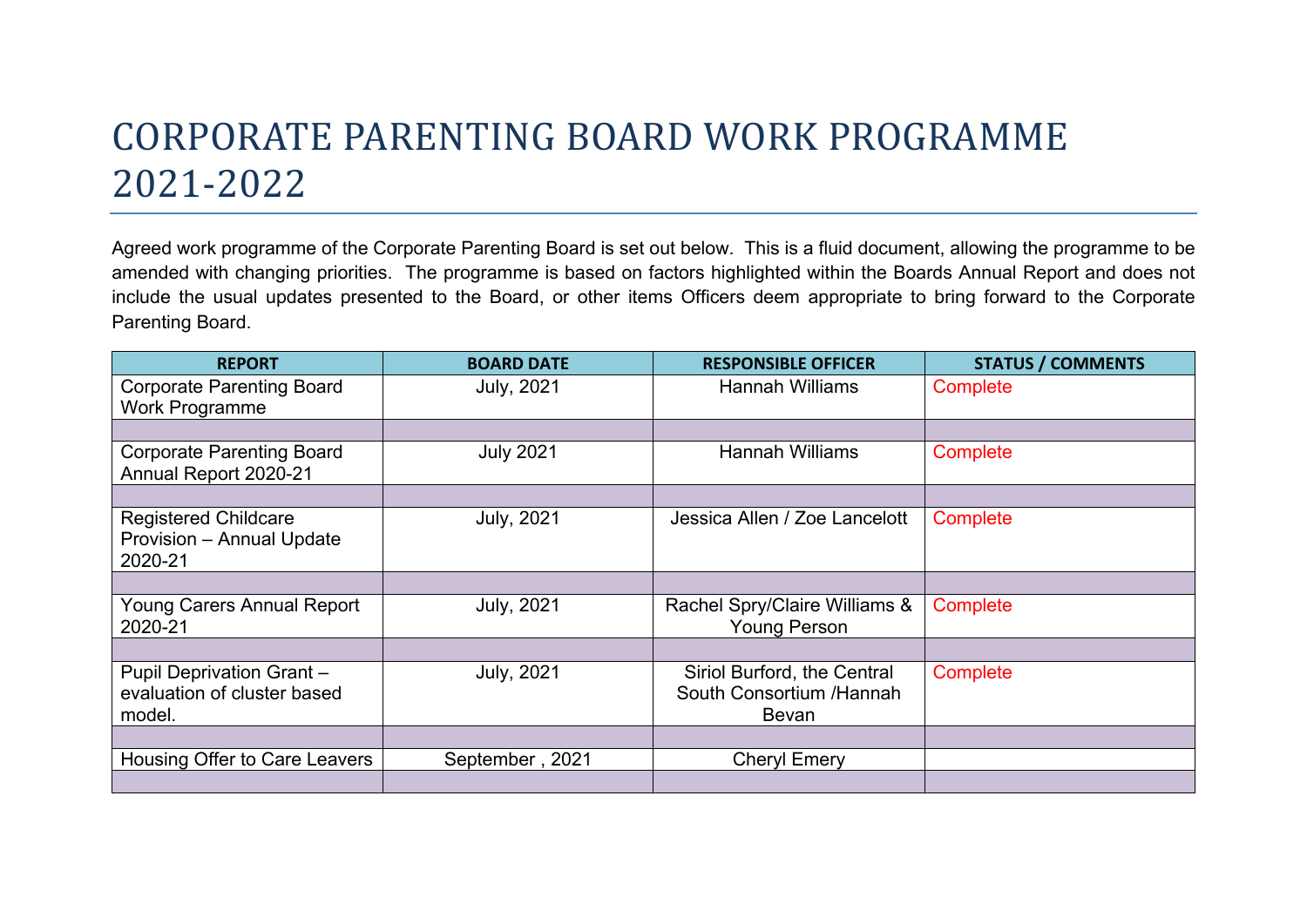# CORPORATE PARENTING BOARD WORK PROGRAMME 2021-2022

Agreed work programme of the Corporate Parenting Board is set out below. This is a fluid document, allowing the programme to be amended with changing priorities. The programme is based on factors highlighted within the Boards Annual Report and does not include the usual updates presented to the Board, or other items Officers deem appropriate to bring forward to the Corporate Parenting Board.

| REPORT | BOARD DATE | RESPONSIBLE OFFICER | STATUS / COMMENTS |
|---|---|---|---|
| Corporate Parenting Board Work Programme | July, 2021 | Hannah Williams | Complete |
| | | | |
| Corporate Parenting Board Annual Report 2020-21 | July 2021 | Hannah Williams | Complete |
| | | | |
| Registered Childcare Provision – Annual Update 2020-21 | July, 2021 | Jessica Allen / Zoe Lancelott | Complete |
| | | | |
| Young Carers Annual Report 2020-21 | July, 2021 | Rachel Spry/Claire Williams & Young Person | Complete |
| | | | |
| Pupil Deprivation Grant – evaluation of cluster based model. | July, 2021 | Siriol Burford, the Central South Consortium /Hannah Bevan | Complete |
| | | | |
| Housing Offer to Care Leavers | September , 2021 | Cheryl Emery | |
| | | | |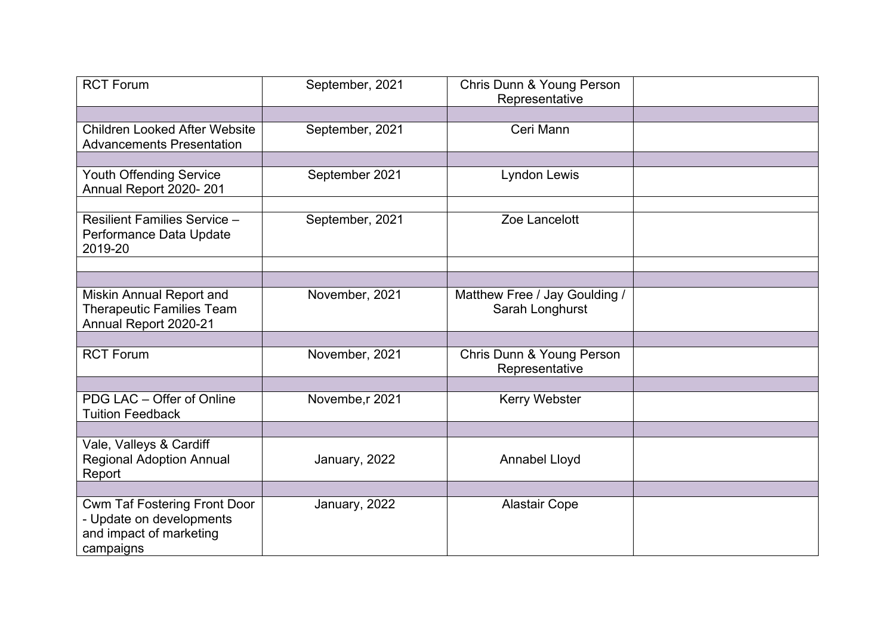| | | | |
|---|---|---|---|
| RCT Forum | September, 2021 | Chris Dunn & Young Person Representative | |
| | | | |
| Children Looked After Website Advancements Presentation | September, 2021 | Ceri Mann | |
| | | | |
| Youth Offending Service Annual Report 2020- 201 | September 2021 | Lyndon Lewis | |
| | | | |
| Resilient Families Service – Performance Data Update 2019-20 | September, 2021 | Zoe Lancelott | |
| | | | |
| | | | |
| Miskin Annual Report and Therapeutic Families Team Annual Report 2020-21 | November, 2021 | Matthew Free / Jay Goulding / Sarah Longhurst | |
| | | | |
| RCT Forum | November, 2021 | Chris Dunn & Young Person Representative | |
| | | | |
| PDG LAC – Offer of Online Tuition Feedback | Novembe,r 2021 | Kerry Webster | |
| | | | |
| Vale, Valleys & Cardiff Regional Adoption Annual Report | January, 2022 | Annabel Lloyd | |
| | | | |
| Cwm Taf Fostering Front Door - Update on developments and impact of marketing campaigns | January, 2022 | Alastair Cope | |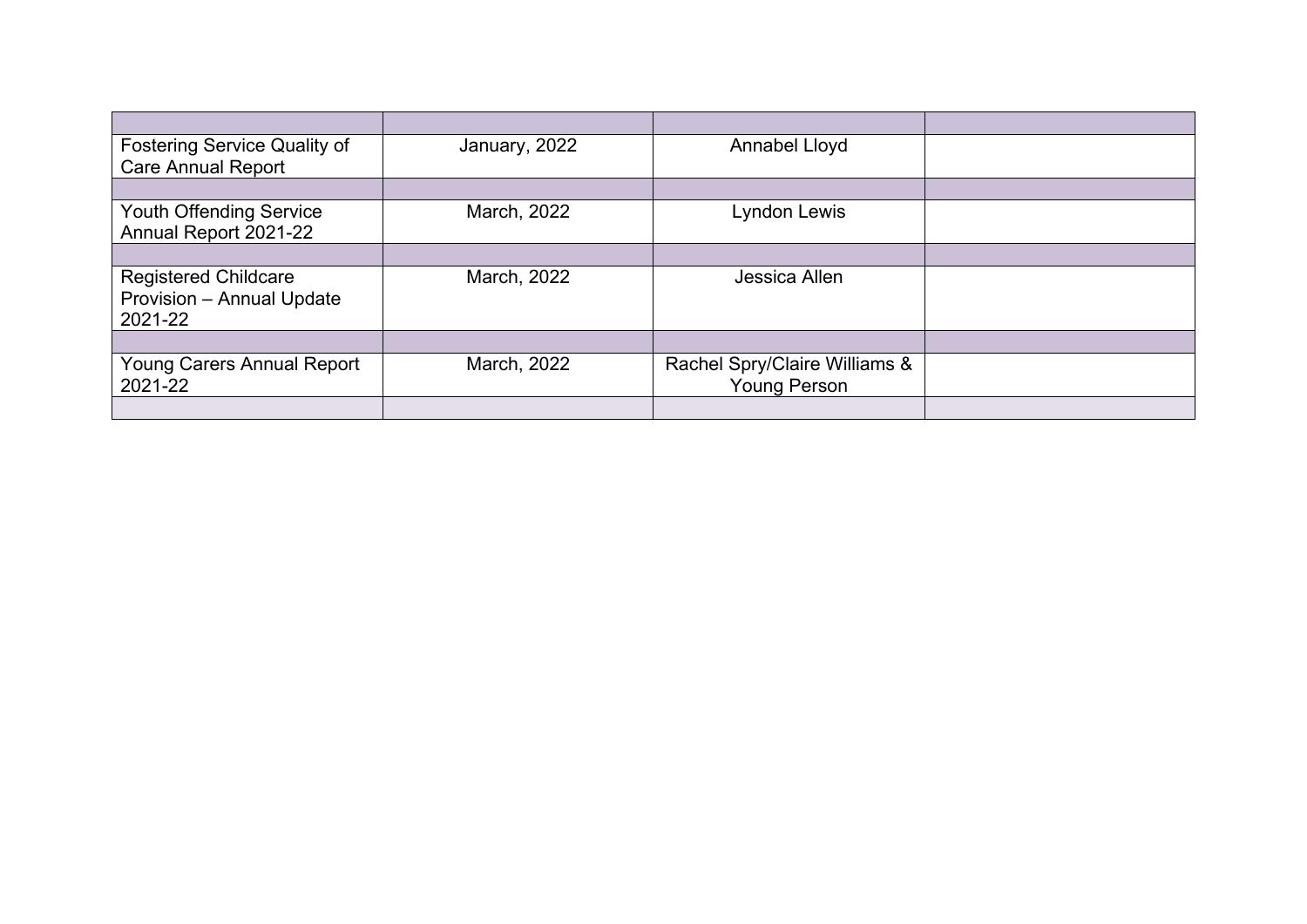| | | | |
|---|---|---|---|
| | | | |
| Fostering Service Quality of Care Annual Report | January, 2022 | Annabel Lloyd | |
| | | | |
| Youth Offending Service Annual Report 2021-22 | March, 2022 | Lyndon Lewis | |
| | | | |
| Registered Childcare Provision – Annual Update 2021-22 | March, 2022 | Jessica Allen | |
| | | | |
| Young Carers Annual Report 2021-22 | March, 2022 | Rachel Spry/Claire Williams & Young Person | |
| | | | |